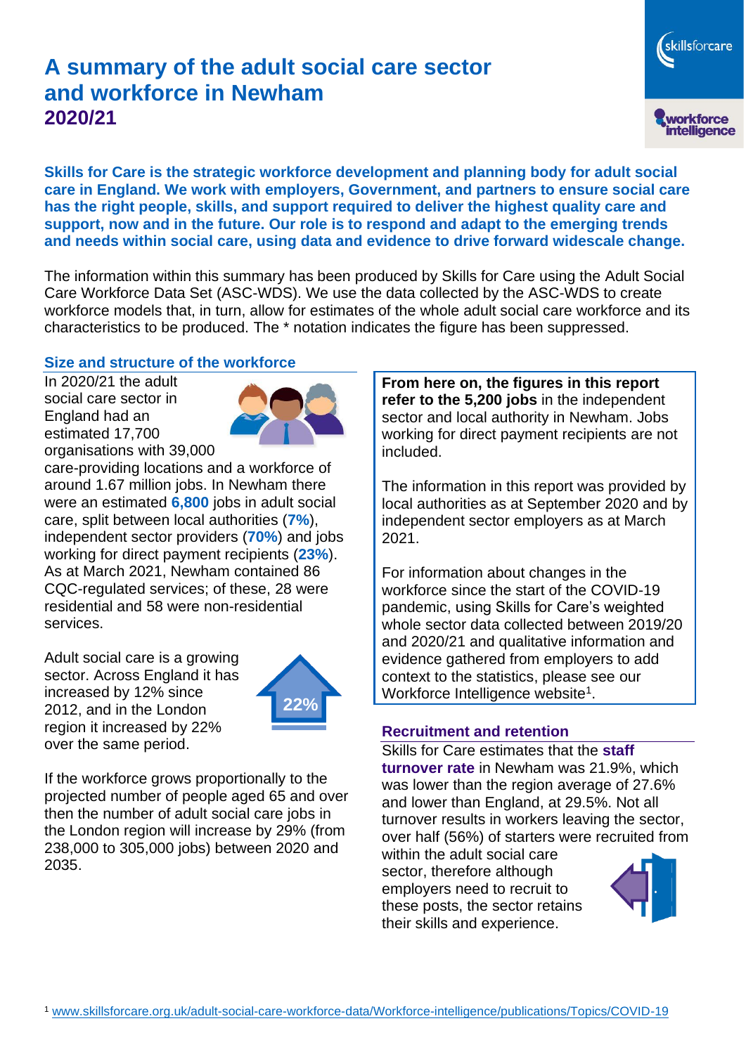# A summary of the adult social care sector and workforce in Newham
## 2020/21

**Skills for Care is the strategic workforce development and planning body for adult social care in England. We work with employers, Government, and partners to ensure social care has the right people, skills, and support required to deliver the highest quality care and support, now and in the future. Our role is to respond and adapt to the emerging trends and needs within social care, using data and evidence to drive forward widescale change.**

The information within this summary has been produced by Skills for Care using the Adult Social Care Workforce Data Set (ASC-WDS). We use the data collected by the ASC-WDS to create workforce models that, in turn, allow for estimates of the whole adult social care workforce and its characteristics to be produced. The * notation indicates the figure has been suppressed.

### Size and structure of the workforce

In 2020/21 the adult social care sector in England had an estimated 17,700 organisations with 39,000 care-providing locations and a workforce of around 1.67 million jobs. In Newham there were an estimated **6,800** jobs in adult social care, split between local authorities (**7%**), independent sector providers (**70%**) and jobs working for direct payment recipients (**23%**). As at March 2021, Newham contained 86 CQC-regulated services; of these, 28 were residential and 58 were non-residential services.

Adult social care is a growing sector. Across England it has increased by 12% since 2012, and in the London region it increased by 22% over the same period.

22%

If the workforce grows proportionally to the projected number of people aged 65 and over then the number of adult social care jobs in the London region will increase by 29% (from 238,000 to 305,000 jobs) between 2020 and 2035.

**From here on, the figures in this report refer to the 5,200 jobs** in the independent sector and local authority in Newham. Jobs working for direct payment recipients are not included.

The information in this report was provided by local authorities as at September 2020 and by independent sector employers as at March 2021.

For information about changes in the workforce since the start of the COVID-19 pandemic, using Skills for Care's weighted whole sector data collected between 2019/20 and 2020/21 and qualitative information and evidence gathered from employers to add context to the statistics, please see our Workforce Intelligence website[1].

### Recruitment and retention

Skills for Care estimates that the **staff turnover rate** in Newham was 21.9%, which was lower than the region average of 27.6% and lower than England, at 29.5%. Not all turnover results in workers leaving the sector, over half (56%) of starters were recruited from within the adult social care sector, therefore although employers need to recruit to these posts, the sector retains their skills and experience.

[1] www.skillsforcare.org.uk/adult-social-care-workforce-data/Workforce-intelligence/publications/Topics/COVID-19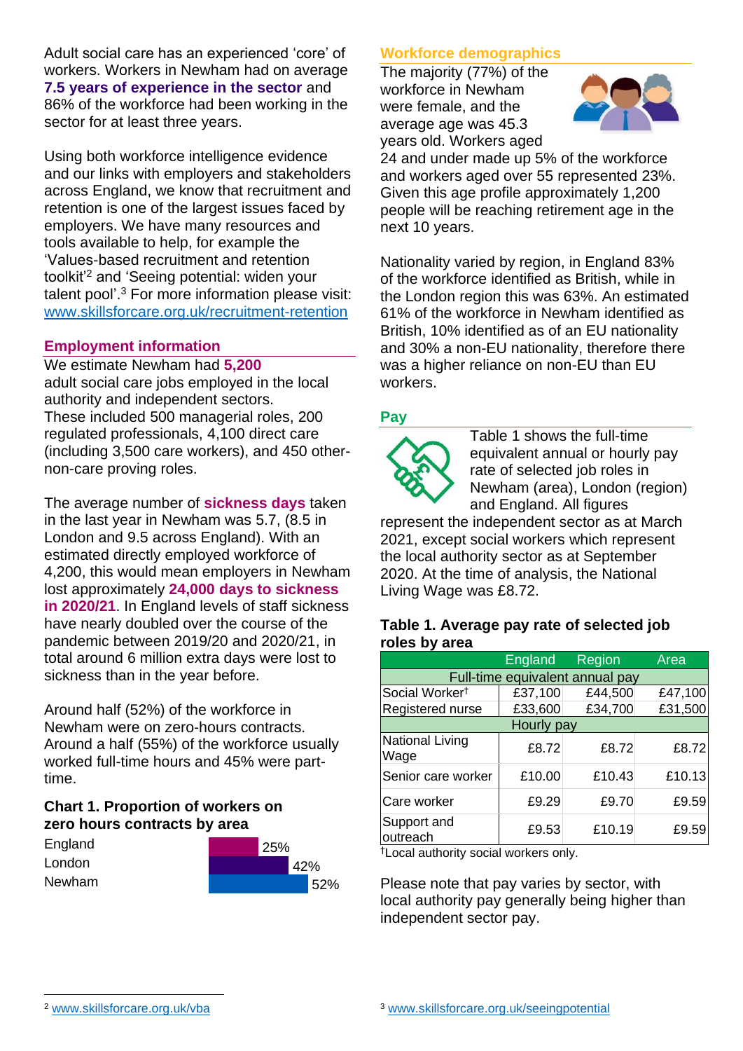Adult social care has an experienced 'core' of workers. Workers in Newham had on average **7.5 years of experience in the sector** and 86% of the workforce had been working in the sector for at least three years.

Using both workforce intelligence evidence and our links with employers and stakeholders across England, we know that recruitment and retention is one of the largest issues faced by employers. We have many resources and tools available to help, for example the 'Values-based recruitment and retention toolkit'[2] and 'Seeing potential: widen your talent pool'.[3] For more information please visit: www.skillsforcare.org.uk/recruitment-retention

## Employment information

We estimate Newham had **5,200** adult social care jobs employed in the local authority and independent sectors. These included 500 managerial roles, 200 regulated professionals, 4,100 direct care (including 3,500 care workers), and 450 other-non-care proving roles.

The average number of **sickness days** taken in the last year in Newham was 5.7, (8.5 in London and 9.5 across England). With an estimated directly employed workforce of 4,200, this would mean employers in Newham lost approximately **24,000 days to sickness in 2020/21**. In England levels of staff sickness have nearly doubled over the course of the pandemic between 2019/20 and 2020/21, in total around 6 million extra days were lost to sickness than in the year before.

Around half (52%) of the workforce in Newham were on zero-hours contracts. Around a half (55%) of the workforce usually worked full-time hours and 45% were part-time.

### Chart 1. Proportion of workers on zero hours contracts by area

| Area | Proportion |
|---|---|
| England | 25% |
| London | 42% |
| Newham | 52% |

## Workforce demographics

The majority (77%) of the workforce in Newham were female, and the average age was 45.3 years old. Workers aged 24 and under made up 5% of the workforce and workers aged over 55 represented 23%. Given this age profile approximately 1,200 people will be reaching retirement age in the next 10 years.

Nationality varied by region, in England 83% of the workforce identified as British, while in the London region this was 63%. An estimated 61% of the workforce in Newham identified as British, 10% identified as of an EU nationality and 30% a non-EU nationality, therefore there was a higher reliance on non-EU than EU workers.

## Pay

Table 1 shows the full-time equivalent annual or hourly pay rate of selected job roles in Newham (area), London (region) and England. All figures represent the independent sector as at March 2021, except social workers which represent the local authority sector as at September 2020. At the time of analysis, the National Living Wage was £8.72.

### Table 1. Average pay rate of selected job roles by area

| | England | Region | Area |
|---|---|---|---|
| **Full-time equivalent annual pay** | | | |
| Social Worker† | £37,100 | £44,500 | £47,100 |
| Registered nurse | £33,600 | £34,700 | £31,500 |
| **Hourly pay** | | | |
| National Living Wage | £8.72 | £8.72 | £8.72 |
| Senior care worker | £10.00 | £10.43 | £10.13 |
| Care worker | £9.29 | £9.70 | £9.59 |
| Support and outreach | £9.53 | £10.19 | £9.59 |

†Local authority social workers only.

Please note that pay varies by sector, with local authority pay generally being higher than independent sector pay.

[2] www.skillsforcare.org.uk/vba

[3] www.skillsforcare.org.uk/seeingpotential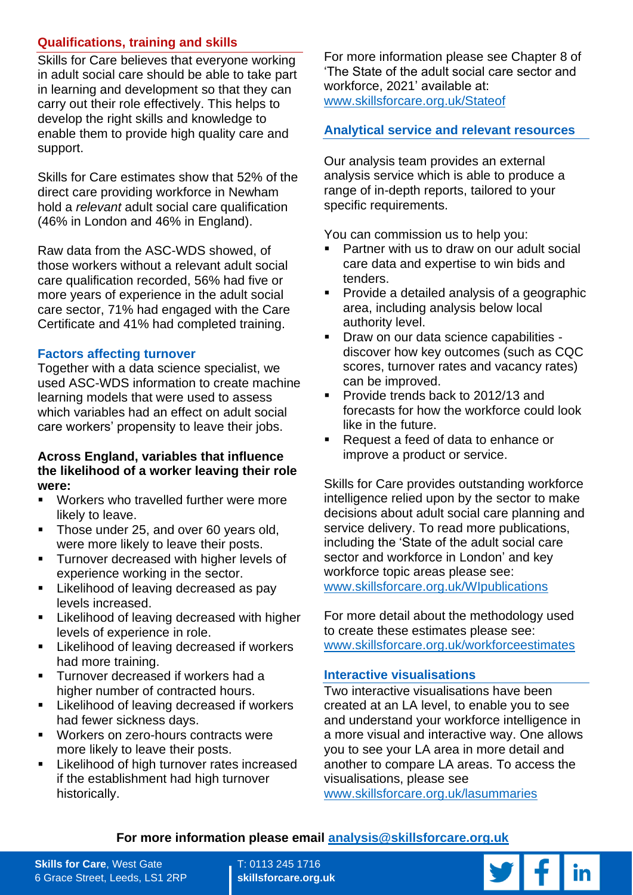## Qualifications, training and skills

Skills for Care believes that everyone working in adult social care should be able to take part in learning and development so that they can carry out their role effectively. This helps to develop the right skills and knowledge to enable them to provide high quality care and support.

Skills for Care estimates show that 52% of the direct care providing workforce in Newham hold a *relevant* adult social care qualification (46% in London and 46% in England).

Raw data from the ASC-WDS showed, of those workers without a relevant adult social care qualification recorded, 56% had five or more years of experience in the adult social care sector, 71% had engaged with the Care Certificate and 41% had completed training.

## Factors affecting turnover

Together with a data science specialist, we used ASC-WDS information to create machine learning models that were used to assess which variables had an effect on adult social care workers' propensity to leave their jobs.

**Across England, variables that influence the likelihood of a worker leaving their role were:**

- Workers who travelled further were more likely to leave.
- Those under 25, and over 60 years old, were more likely to leave their posts.
- Turnover decreased with higher levels of experience working in the sector.
- Likelihood of leaving decreased as pay levels increased.
- Likelihood of leaving decreased with higher levels of experience in role.
- Likelihood of leaving decreased if workers had more training.
- Turnover decreased if workers had a higher number of contracted hours.
- Likelihood of leaving decreased if workers had fewer sickness days.
- Workers on zero-hours contracts were more likely to leave their posts.
- Likelihood of high turnover rates increased if the establishment had high turnover historically.

For more information please see Chapter 8 of 'The State of the adult social care sector and workforce, 2021' available at: www.skillsforcare.org.uk/Stateof

## Analytical service and relevant resources

Our analysis team provides an external analysis service which is able to produce a range of in-depth reports, tailored to your specific requirements.

You can commission us to help you:

- Partner with us to draw on our adult social care data and expertise to win bids and tenders.
- Provide a detailed analysis of a geographic area, including analysis below local authority level.
- Draw on our data science capabilities - discover how key outcomes (such as CQC scores, turnover rates and vacancy rates) can be improved.
- Provide trends back to 2012/13 and forecasts for how the workforce could look like in the future.
- Request a feed of data to enhance or improve a product or service.

Skills for Care provides outstanding workforce intelligence relied upon by the sector to make decisions about adult social care planning and service delivery. To read more publications, including the 'State of the adult social care sector and workforce in London' and key workforce topic areas please see: www.skillsforcare.org.uk/WIpublications

For more detail about the methodology used to create these estimates please see: www.skillsforcare.org.uk/workforceestimates

## Interactive visualisations

Two interactive visualisations have been created at an LA level, to enable you to see and understand your workforce intelligence in a more visual and interactive way. One allows you to see your LA area in more detail and another to compare LA areas. To access the visualisations, please see www.skillsforcare.org.uk/lasummaries

**For more information please email analysis@skillsforcare.org.uk**

**Skills for Care**, West Gate
6 Grace Street, Leeds, LS1 2RP

T: 0113 245 1716
**skillsforcare.org.uk**